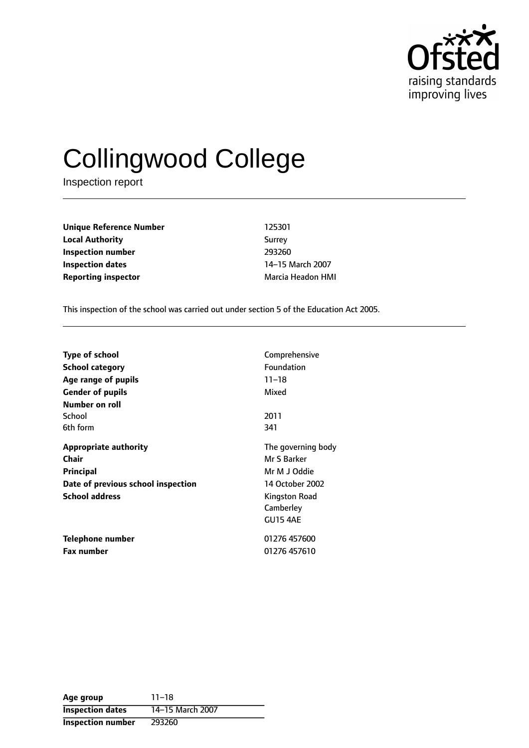# Collingwood College

Inspection report

| | |
|---|---|
| **Unique Reference Number** | 125301 |
| **Local Authority** | Surrey |
| **Inspection number** | 293260 |
| **Inspection dates** | 14–15 March 2007 |
| **Reporting inspector** | Marcia Headon HMI |

This inspection of the school was carried out under section 5 of the Education Act 2005.

| | |
|---|---|
| **Type of school** | Comprehensive |
| **School category** | Foundation |
| **Age range of pupils** | 11–18 |
| **Gender of pupils** | Mixed |
| **Number on roll** | |
| School | 2011 |
| 6th form | 341 |
| **Appropriate authority** | The governing body |
| **Chair** | Mr S Barker |
| **Principal** | Mr M J Oddie |
| **Date of previous school inspection** | 14 October 2002 |
| **School address** | Kingston Road<br>Camberley<br>GU15 4AE |
| **Telephone number** | 01276 457600 |
| **Fax number** | 01276 457610 |

| | |
|---|---|
| **Age group** | 11–18 |
| **Inspection dates** | 14–15 March 2007 |
| **Inspection number** | 293260 |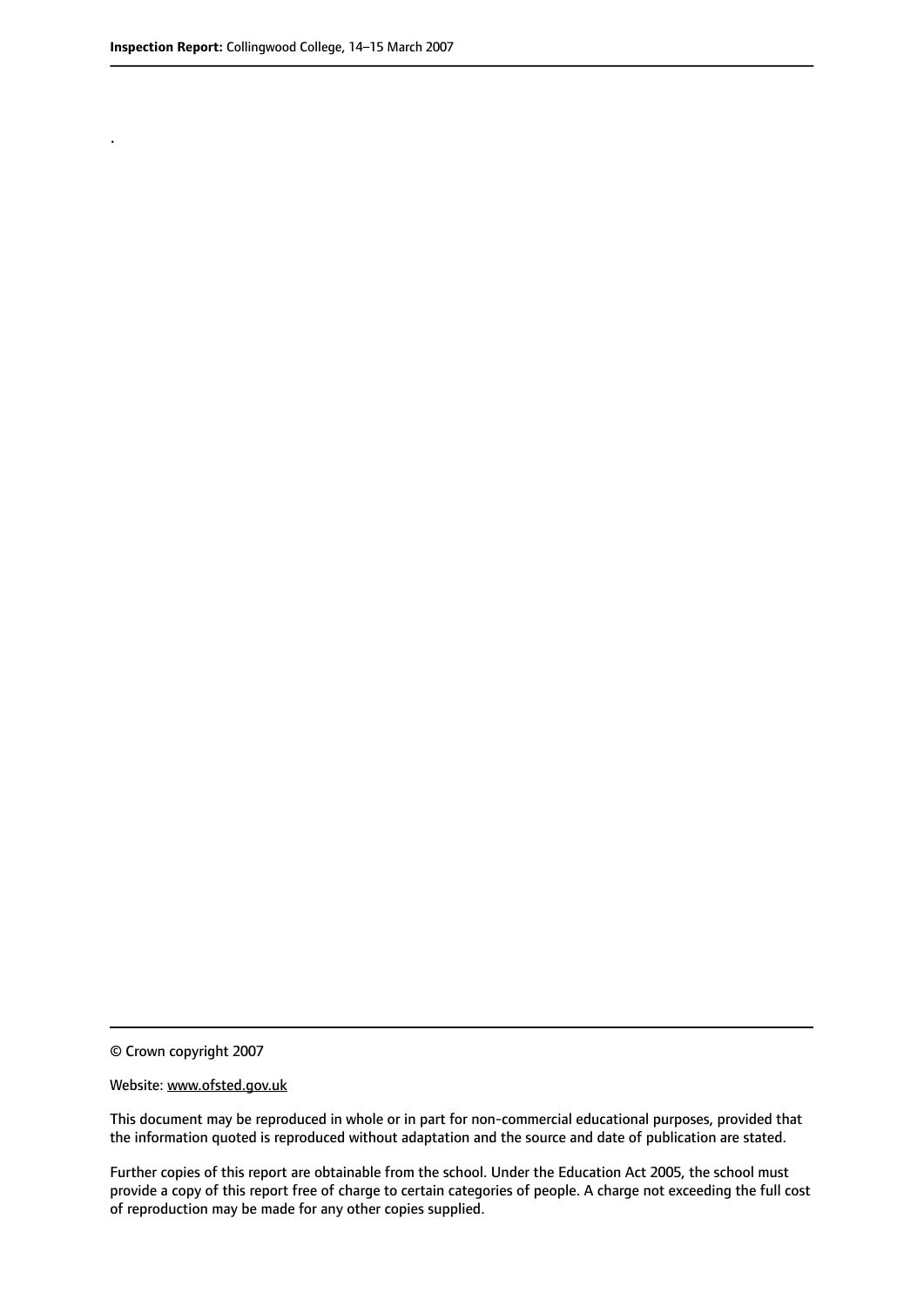.

© Crown copyright 2007

Website: www.ofsted.gov.uk

This document may be reproduced in whole or in part for non-commercial educational purposes, provided that the information quoted is reproduced without adaptation and the source and date of publication are stated.

Further copies of this report are obtainable from the school. Under the Education Act 2005, the school must provide a copy of this report free of charge to certain categories of people. A charge not exceeding the full cost of reproduction may be made for any other copies supplied.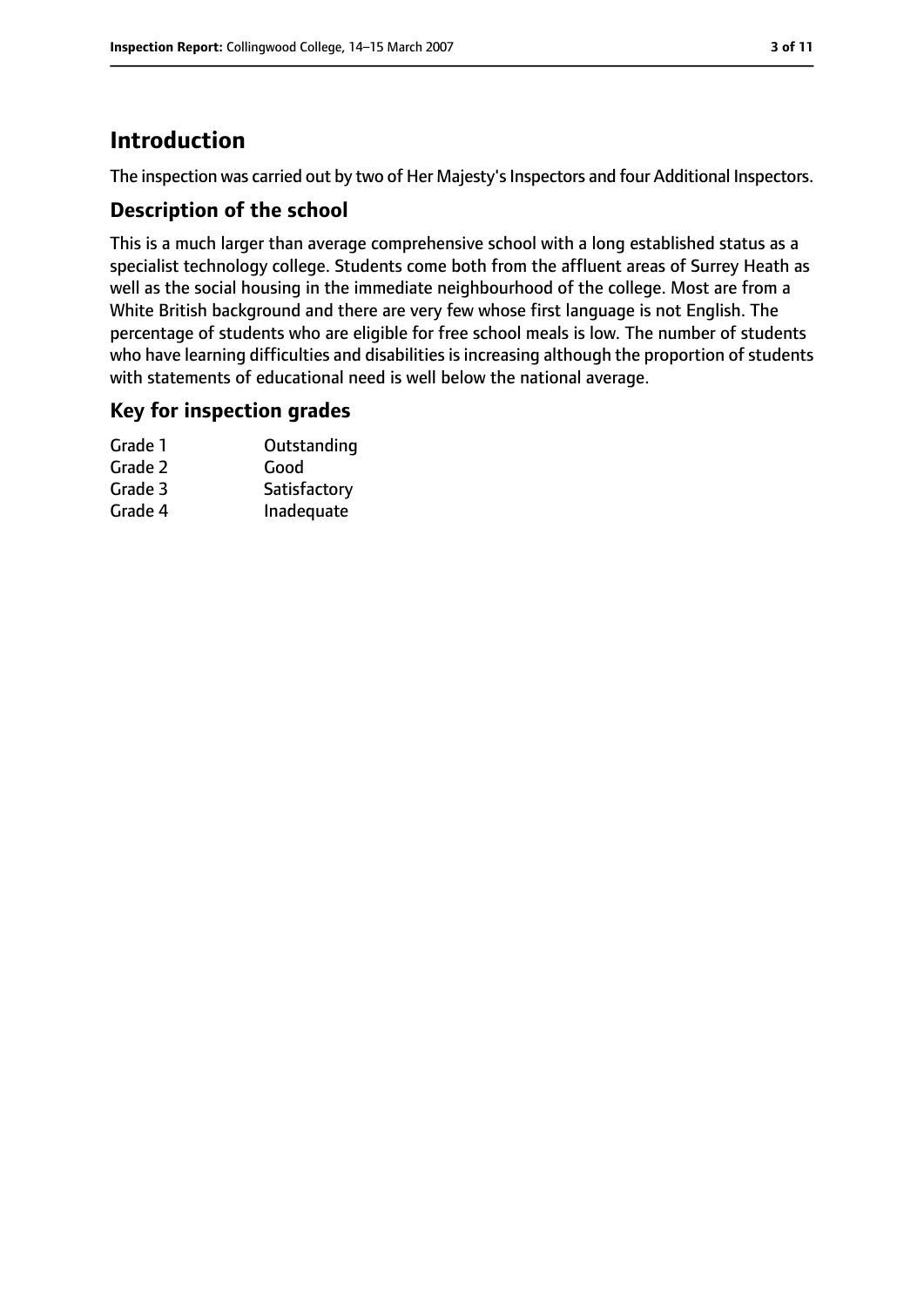# Introduction

The inspection was carried out by two of Her Majesty's Inspectors and four Additional Inspectors.

## Description of the school

This is a much larger than average comprehensive school with a long established status as a specialist technology college. Students come both from the affluent areas of Surrey Heath as well as the social housing in the immediate neighbourhood of the college. Most are from a White British background and there are very few whose first language is not English. The percentage of students who are eligible for free school meals is low. The number of students who have learning difficulties and disabilities is increasing although the proportion of students with statements of educational need is well below the national average.

## Key for inspection grades

| | |
|---|---|
| Grade 1 | Outstanding |
| Grade 2 | Good |
| Grade 3 | Satisfactory |
| Grade 4 | Inadequate |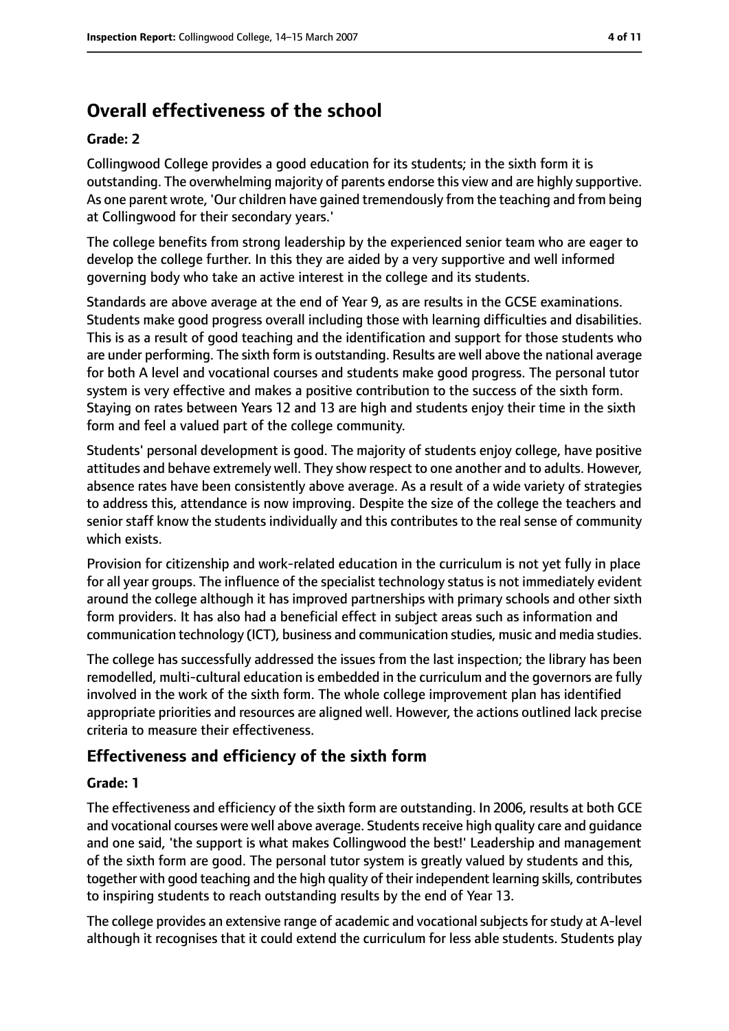# Overall effectiveness of the school

**Grade: 2**

Collingwood College provides a good education for its students; in the sixth form it is outstanding. The overwhelming majority of parents endorse this view and are highly supportive. As one parent wrote, 'Our children have gained tremendously from the teaching and from being at Collingwood for their secondary years.'

The college benefits from strong leadership by the experienced senior team who are eager to develop the college further. In this they are aided by a very supportive and well informed governing body who take an active interest in the college and its students.

Standards are above average at the end of Year 9, as are results in the GCSE examinations. Students make good progress overall including those with learning difficulties and disabilities. This is as a result of good teaching and the identification and support for those students who are under performing. The sixth form is outstanding. Results are well above the national average for both A level and vocational courses and students make good progress. The personal tutor system is very effective and makes a positive contribution to the success of the sixth form. Staying on rates between Years 12 and 13 are high and students enjoy their time in the sixth form and feel a valued part of the college community.

Students' personal development is good. The majority of students enjoy college, have positive attitudes and behave extremely well. They show respect to one another and to adults. However, absence rates have been consistently above average. As a result of a wide variety of strategies to address this, attendance is now improving. Despite the size of the college the teachers and senior staff know the students individually and this contributes to the real sense of community which exists.

Provision for citizenship and work-related education in the curriculum is not yet fully in place for all year groups. The influence of the specialist technology status is not immediately evident around the college although it has improved partnerships with primary schools and other sixth form providers. It has also had a beneficial effect in subject areas such as information and communication technology (ICT), business and communication studies, music and media studies.

The college has successfully addressed the issues from the last inspection; the library has been remodelled, multi-cultural education is embedded in the curriculum and the governors are fully involved in the work of the sixth form. The whole college improvement plan has identified appropriate priorities and resources are aligned well. However, the actions outlined lack precise criteria to measure their effectiveness.

## Effectiveness and efficiency of the sixth form

**Grade: 1**

The effectiveness and efficiency of the sixth form are outstanding. In 2006, results at both GCE and vocational courses were well above average. Students receive high quality care and guidance and one said, 'the support is what makes Collingwood the best!' Leadership and management of the sixth form are good. The personal tutor system is greatly valued by students and this, together with good teaching and the high quality of their independent learning skills, contributes to inspiring students to reach outstanding results by the end of Year 13.

The college provides an extensive range of academic and vocational subjects for study at A-level although it recognises that it could extend the curriculum for less able students. Students play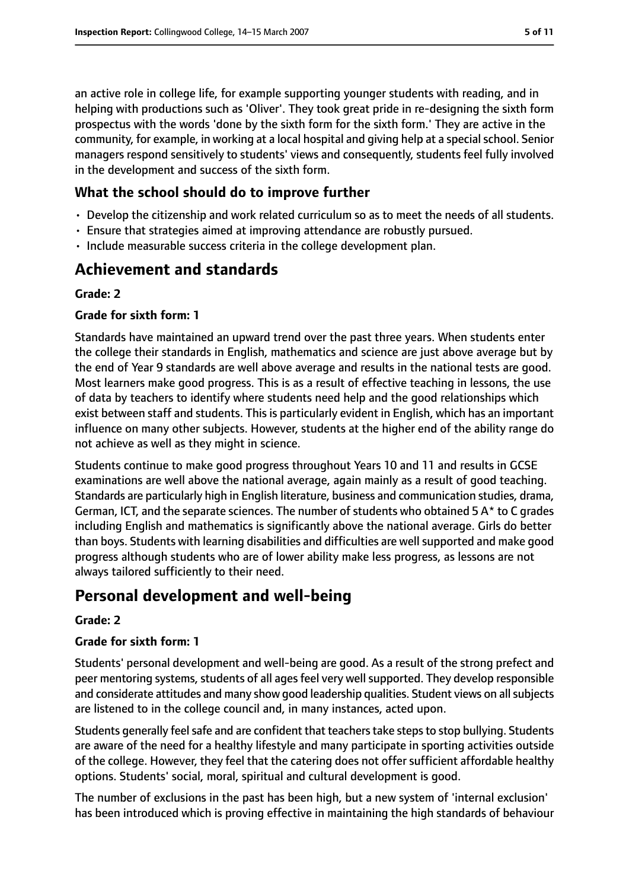an active role in college life, for example supporting younger students with reading, and in helping with productions such as 'Oliver'. They took great pride in re-designing the sixth form prospectus with the words 'done by the sixth form for the sixth form.' They are active in the community, for example, in working at a local hospital and giving help at a special school. Senior managers respond sensitively to students' views and consequently, students feel fully involved in the development and success of the sixth form.

### What the school should do to improve further

- Develop the citizenship and work related curriculum so as to meet the needs of all students.
- Ensure that strategies aimed at improving attendance are robustly pursued.
- Include measurable success criteria in the college development plan.

## Achievement and standards

#### Grade: 2

#### Grade for sixth form: 1

Standards have maintained an upward trend over the past three years. When students enter the college their standards in English, mathematics and science are just above average but by the end of Year 9 standards are well above average and results in the national tests are good. Most learners make good progress. This is as a result of effective teaching in lessons, the use of data by teachers to identify where students need help and the good relationships which exist between staff and students. This is particularly evident in English, which has an important influence on many other subjects. However, students at the higher end of the ability range do not achieve as well as they might in science.

Students continue to make good progress throughout Years 10 and 11 and results in GCSE examinations are well above the national average, again mainly as a result of good teaching. Standards are particularly high in English literature, business and communication studies, drama, German, ICT, and the separate sciences. The number of students who obtained 5 A* to C grades including English and mathematics is significantly above the national average. Girls do better than boys. Students with learning disabilities and difficulties are well supported and make good progress although students who are of lower ability make less progress, as lessons are not always tailored sufficiently to their need.

## Personal development and well-being

#### Grade: 2

#### Grade for sixth form: 1

Students' personal development and well-being are good. As a result of the strong prefect and peer mentoring systems, students of all ages feel very well supported. They develop responsible and considerate attitudes and many show good leadership qualities. Student views on all subjects are listened to in the college council and, in many instances, acted upon.

Students generally feel safe and are confident that teachers take steps to stop bullying. Students are aware of the need for a healthy lifestyle and many participate in sporting activities outside of the college. However, they feel that the catering does not offer sufficient affordable healthy options. Students' social, moral, spiritual and cultural development is good.

The number of exclusions in the past has been high, but a new system of 'internal exclusion' has been introduced which is proving effective in maintaining the high standards of behaviour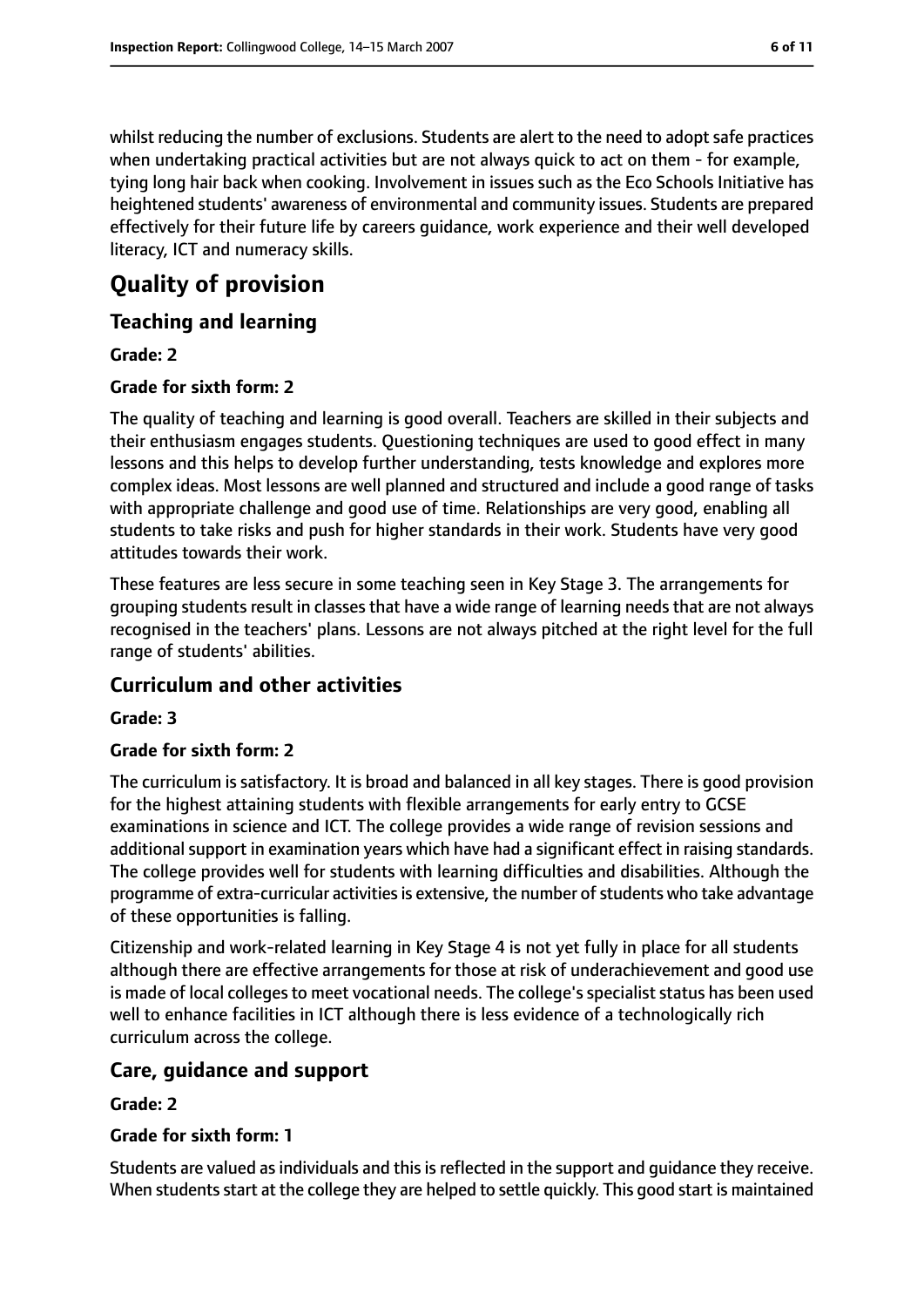whilst reducing the number of exclusions. Students are alert to the need to adopt safe practices when undertaking practical activities but are not always quick to act on them - for example, tying long hair back when cooking. Involvement in issues such as the Eco Schools Initiative has heightened students' awareness of environmental and community issues. Students are prepared effectively for their future life by careers guidance, work experience and their well developed literacy, ICT and numeracy skills.

# Quality of provision

## Teaching and learning

**Grade: 2**

**Grade for sixth form: 2**

The quality of teaching and learning is good overall. Teachers are skilled in their subjects and their enthusiasm engages students. Questioning techniques are used to good effect in many lessons and this helps to develop further understanding, tests knowledge and explores more complex ideas. Most lessons are well planned and structured and include a good range of tasks with appropriate challenge and good use of time. Relationships are very good, enabling all students to take risks and push for higher standards in their work. Students have very good attitudes towards their work.

These features are less secure in some teaching seen in Key Stage 3. The arrangements for grouping students result in classes that have a wide range of learning needs that are not always recognised in the teachers' plans. Lessons are not always pitched at the right level for the full range of students' abilities.

## Curriculum and other activities

**Grade: 3**

**Grade for sixth form: 2**

The curriculum is satisfactory. It is broad and balanced in all key stages. There is good provision for the highest attaining students with flexible arrangements for early entry to GCSE examinations in science and ICT. The college provides a wide range of revision sessions and additional support in examination years which have had a significant effect in raising standards. The college provides well for students with learning difficulties and disabilities. Although the programme of extra-curricular activities is extensive, the number of students who take advantage of these opportunities is falling.

Citizenship and work-related learning in Key Stage 4 is not yet fully in place for all students although there are effective arrangements for those at risk of underachievement and good use is made of local colleges to meet vocational needs. The college's specialist status has been used well to enhance facilities in ICT although there is less evidence of a technologically rich curriculum across the college.

## Care, guidance and support

**Grade: 2**

**Grade for sixth form: 1**

Students are valued as individuals and this is reflected in the support and guidance they receive. When students start at the college they are helped to settle quickly. This good start is maintained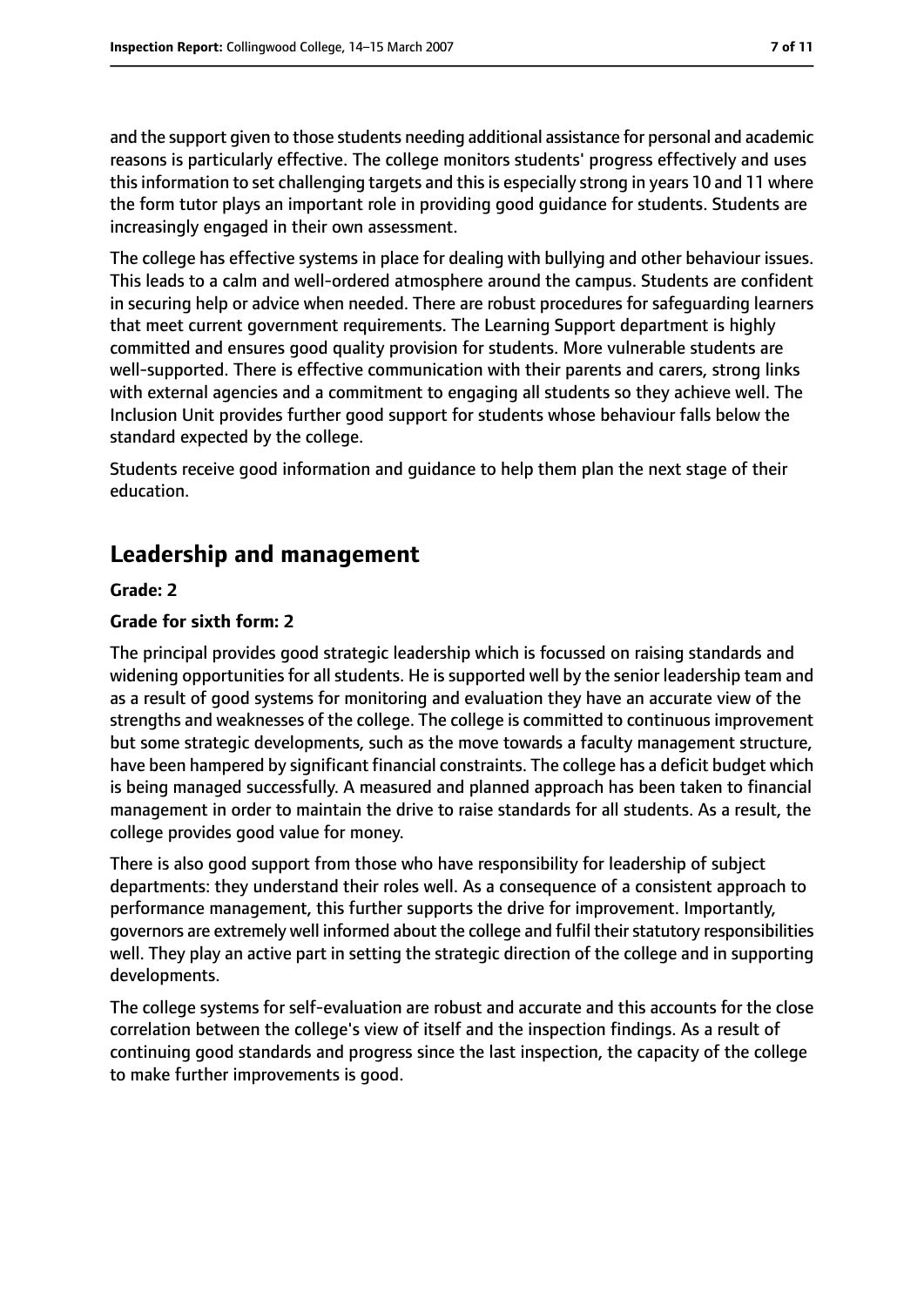and the support given to those students needing additional assistance for personal and academic reasons is particularly effective. The college monitors students' progress effectively and uses this information to set challenging targets and this is especially strong in years 10 and 11 where the form tutor plays an important role in providing good guidance for students. Students are increasingly engaged in their own assessment.

The college has effective systems in place for dealing with bullying and other behaviour issues. This leads to a calm and well-ordered atmosphere around the campus. Students are confident in securing help or advice when needed. There are robust procedures for safeguarding learners that meet current government requirements. The Learning Support department is highly committed and ensures good quality provision for students. More vulnerable students are well-supported. There is effective communication with their parents and carers, strong links with external agencies and a commitment to engaging all students so they achieve well. The Inclusion Unit provides further good support for students whose behaviour falls below the standard expected by the college.

Students receive good information and guidance to help them plan the next stage of their education.

## Leadership and management

**Grade: 2**

**Grade for sixth form: 2**

The principal provides good strategic leadership which is focussed on raising standards and widening opportunities for all students. He is supported well by the senior leadership team and as a result of good systems for monitoring and evaluation they have an accurate view of the strengths and weaknesses of the college. The college is committed to continuous improvement but some strategic developments, such as the move towards a faculty management structure, have been hampered by significant financial constraints. The college has a deficit budget which is being managed successfully. A measured and planned approach has been taken to financial management in order to maintain the drive to raise standards for all students. As a result, the college provides good value for money.

There is also good support from those who have responsibility for leadership of subject departments: they understand their roles well. As a consequence of a consistent approach to performance management, this further supports the drive for improvement. Importantly, governors are extremely well informed about the college and fulfil their statutory responsibilities well. They play an active part in setting the strategic direction of the college and in supporting developments.

The college systems for self-evaluation are robust and accurate and this accounts for the close correlation between the college's view of itself and the inspection findings. As a result of continuing good standards and progress since the last inspection, the capacity of the college to make further improvements is good.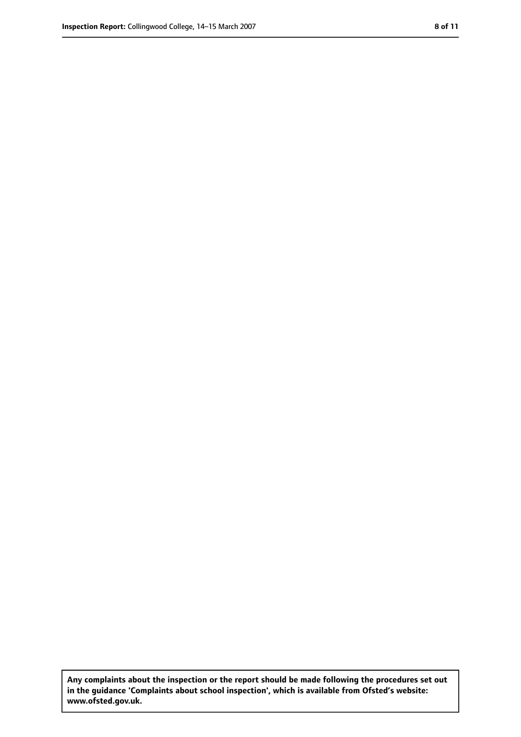**Any complaints about the inspection or the report should be made following the procedures set out in the guidance 'Complaints about school inspection', which is available from Ofsted's website: www.ofsted.gov.uk.**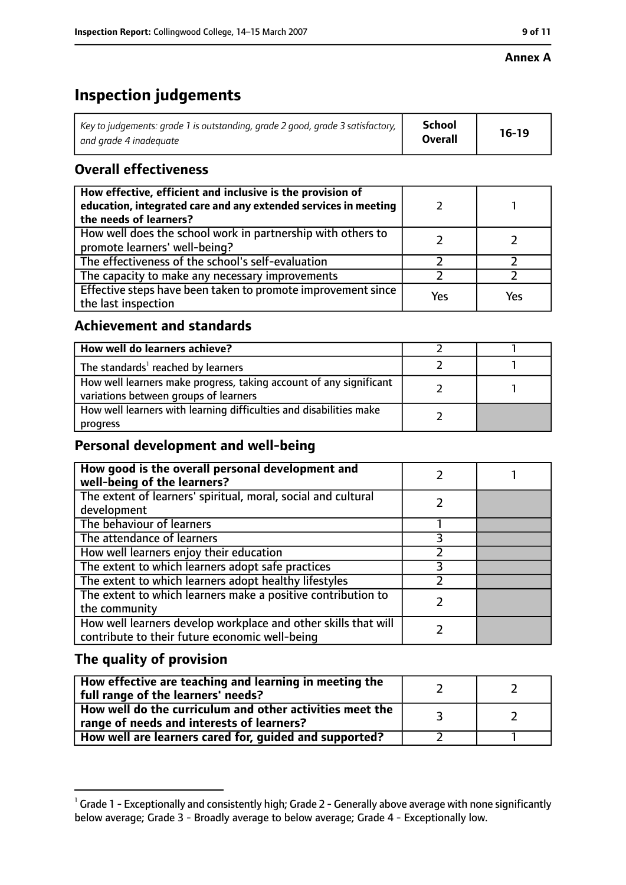**Annex A**

# Inspection judgements

| Key to judgements: grade 1 is outstanding, grade 2 good, grade 3 satisfactory, and grade 4 inadequate | School Overall | 16-19 |
|---|---|---|

## Overall effectiveness

| | | |
|---|---|---|
| How effective, efficient and inclusive is the provision of education, integrated care and any extended services in meeting the needs of learners? | 2 | 1 |
| How well does the school work in partnership with others to promote learners' well-being? | 2 | 2 |
| The effectiveness of the school's self-evaluation | 2 | 2 |
| The capacity to make any necessary improvements | 2 | 2 |
| Effective steps have been taken to promote improvement since the last inspection | Yes | Yes |

## Achievement and standards

| | | |
|---|---|---|
| How well do learners achieve? | 2 | 1 |
| The standards[1] reached by learners | 2 | 1 |
| How well learners make progress, taking account of any significant variations between groups of learners | 2 | 1 |
| How well learners with learning difficulties and disabilities make progress | 2 | |

## Personal development and well-being

| | | |
|---|---|---|
| How good is the overall personal development and well-being of the learners? | 2 | 1 |
| The extent of learners' spiritual, moral, social and cultural development | 2 | |
| The behaviour of learners | 1 | |
| The attendance of learners | 3 | |
| How well learners enjoy their education | 2 | |
| The extent to which learners adopt safe practices | 3 | |
| The extent to which learners adopt healthy lifestyles | 2 | |
| The extent to which learners make a positive contribution to the community | 2 | |
| How well learners develop workplace and other skills that will contribute to their future economic well-being | 2 | |

## The quality of provision

| | | |
|---|---|---|
| How effective are teaching and learning in meeting the full range of the learners' needs? | 2 | 2 |
| How well do the curriculum and other activities meet the range of needs and interests of learners? | 3 | 2 |
| How well are learners cared for, guided and supported? | 2 | 1 |

[1] Grade 1 - Exceptionally and consistently high; Grade 2 - Generally above average with none significantly below average; Grade 3 - Broadly average to below average; Grade 4 - Exceptionally low.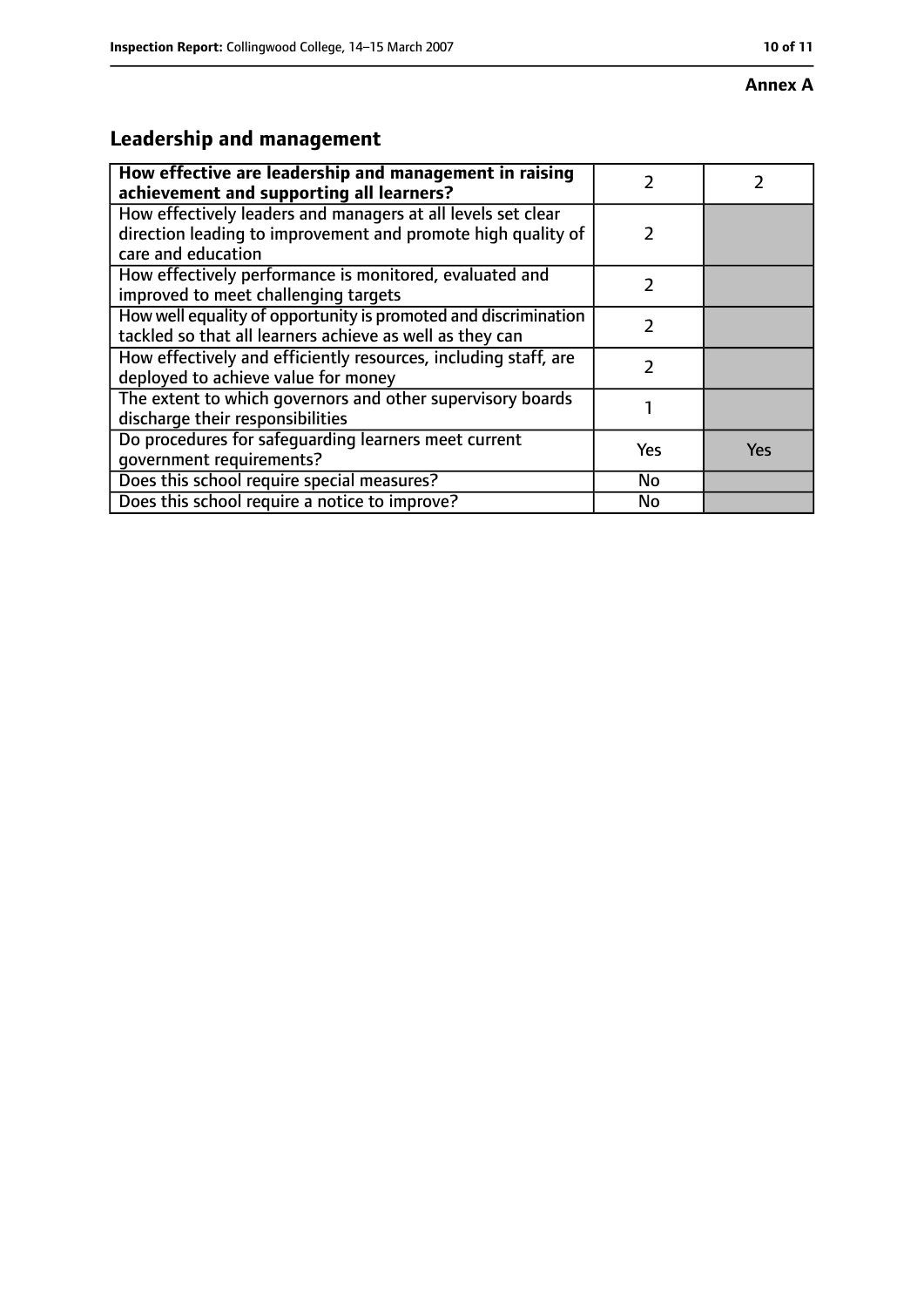**Annex A**

## Leadership and management

| How effective are leadership and management in raising achievement and supporting all learners? | 2 | 2 |
|---|---|---|
| How effectively leaders and managers at all levels set clear direction leading to improvement and promote high quality of care and education | 2 | |
| How effectively performance is monitored, evaluated and improved to meet challenging targets | 2 | |
| How well equality of opportunity is promoted and discrimination tackled so that all learners achieve as well as they can | 2 | |
| How effectively and efficiently resources, including staff, are deployed to achieve value for money | 2 | |
| The extent to which governors and other supervisory boards discharge their responsibilities | 1 | |
| Do procedures for safeguarding learners meet current government requirements? | Yes | Yes |
| Does this school require special measures? | No | |
| Does this school require a notice to improve? | No | |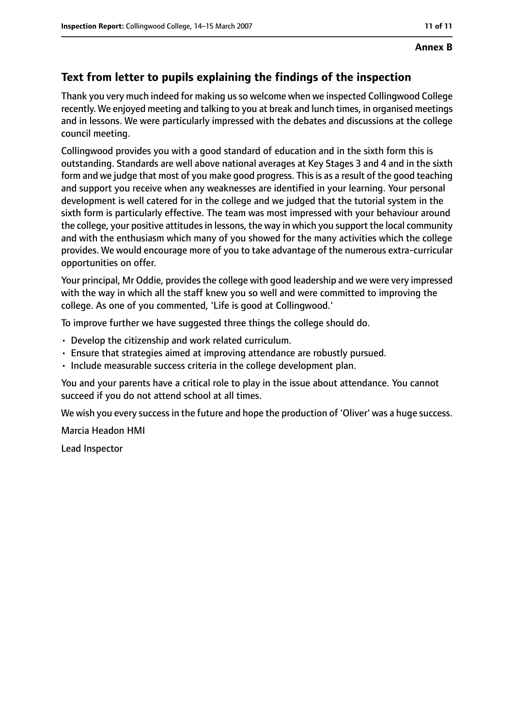**Annex B**

## Text from letter to pupils explaining the findings of the inspection

Thank you very much indeed for making us so welcome when we inspected Collingwood College recently. We enjoyed meeting and talking to you at break and lunch times, in organised meetings and in lessons. We were particularly impressed with the debates and discussions at the college council meeting.

Collingwood provides you with a good standard of education and in the sixth form this is outstanding. Standards are well above national averages at Key Stages 3 and 4 and in the sixth form and we judge that most of you make good progress. This is as a result of the good teaching and support you receive when any weaknesses are identified in your learning. Your personal development is well catered for in the college and we judged that the tutorial system in the sixth form is particularly effective. The team was most impressed with your behaviour around the college, your positive attitudes in lessons, the way in which you support the local community and with the enthusiasm which many of you showed for the many activities which the college provides. We would encourage more of you to take advantage of the numerous extra-curricular opportunities on offer.

Your principal, Mr Oddie, provides the college with good leadership and we were very impressed with the way in which all the staff knew you so well and were committed to improving the college. As one of you commented, 'Life is good at Collingwood.'

To improve further we have suggested three things the college should do.

- Develop the citizenship and work related curriculum.
- Ensure that strategies aimed at improving attendance are robustly pursued.
- Include measurable success criteria in the college development plan.

You and your parents have a critical role to play in the issue about attendance. You cannot succeed if you do not attend school at all times.

We wish you every success in the future and hope the production of 'Oliver' was a huge success.

Marcia Headon HMI

Lead Inspector